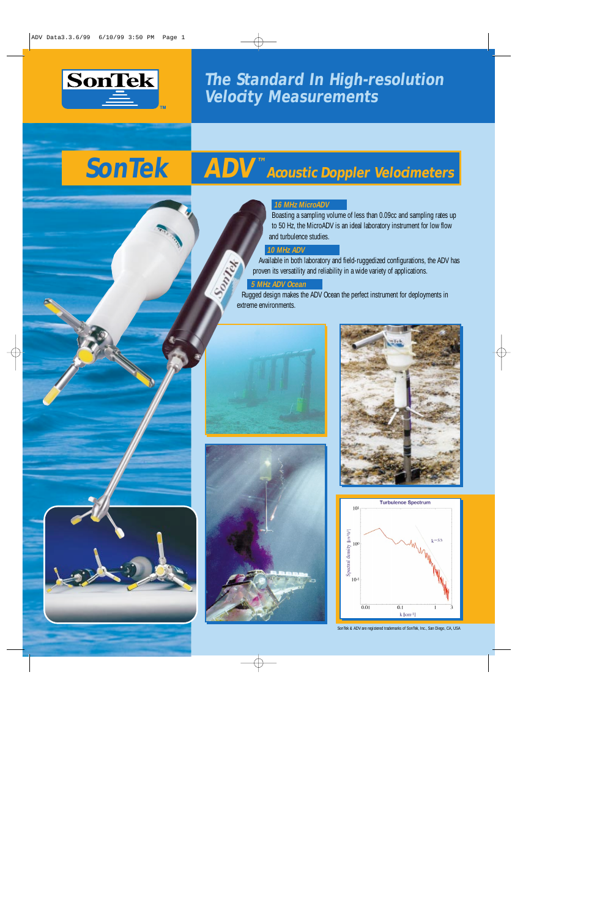# The Standard In High-resolution Velocity Measurements

# SonTek ADV™ Acoustic Doppler Velocimeters

### 16 MHz MicroADV

Boasting a sampling volume of less than 0.09cc and sampling rates up to 50 Hz, the MicroADV is an ideal laboratory instrument for low flow and turbulence studies.

### 10 MHz ADV

Available in both laboratory and field-ruggedized configurations, the ADV has proven its versatility and reliability in a wide variety of applications.

### 5 MHz ADV Ocean

Rugged design makes the ADV Ocean the perfect instrument for deployments in extreme environments.

Turbulence Spectrum

SonTek & ADV are registered trademarks of SonTek, Inc., San Diego, CA, USA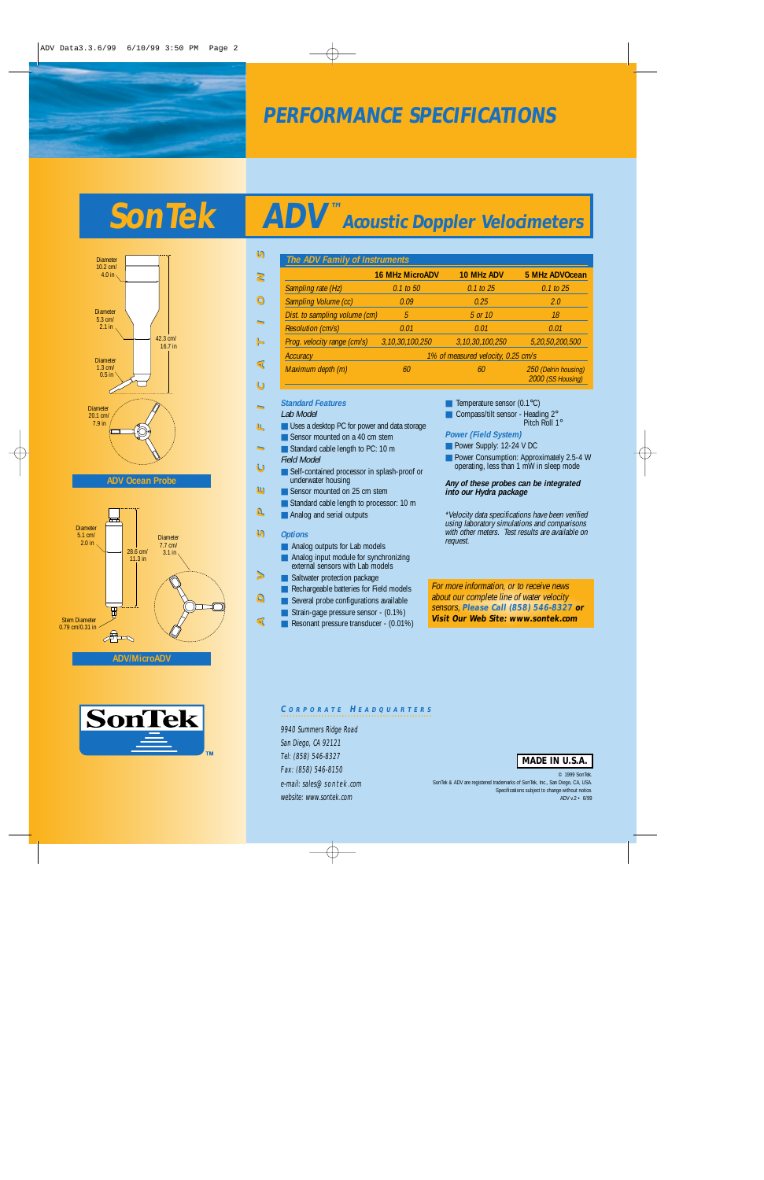# PERFORMANCE SPECIFICATIONS

## SonTek ADV™ Acoustic Doppler Velocimeters

Diameter 10.2 cm/ 4.0 in

Diameter 5.3 cm/ 2.1 in

42.3 cm/ 16.7 in

Diameter 1.3 cm/ 0.5 in

Diameter 20.1 cm/ 7.9 in

ADV Ocean Probe

Diameter 5.1 cm/ 2.0 in

28.6 cm/ 11.3 in

Diameter 7.7 cm/ 3.1 in

Stem Diameter 0.79 cm/0.31 in

ADV/MicroADV

ADV SPECIFICATIONS

### The ADV Family of Instruments

| | 16 MHz MicroADV | 10 MHz ADV | 5 MHz ADVOcean |
|---|---|---|---|
| Sampling rate (Hz) | 0.1 to 50 | 0.1 to 25 | 0.1 to 25 |
| Sampling Volume (cc) | 0.09 | 0.25 | 2.0 |
| Dist. to sampling volume (cm) | 5 | 5 or 10 | 18 |
| Resolution (cm/s) | 0.01 | 0.01 | 0.01 |
| Prog. velocity range (cm/s) | 3,10,30,100,250 | 3,10,30,100,250 | 5,20,50,200,500 |
| Accuracy | 1% of measured velocity, 0.25 cm/s | | |
| Maximum depth (m) | 60 | 60 | 250 (Delrin housing) 2000 (SS Housing) |

### Standard Features

*Lab Model*

- Uses a desktop PC for power and data storage
- Sensor mounted on a 40 cm stem
- Standard cable length to PC: 10 m

*Field Model*

- Self-contained processor in splash-proof or underwater housing
- Sensor mounted on 25 cm stem
- Standard cable length to processor: 10 m
- Analog and serial outputs

### Options

- Analog outputs for Lab models
- Analog input module for synchronizing external sensors with Lab models
- Saltwater protection package
- Rechargeable batteries for Field models
- Several probe configurations available
- Strain-gage pressure sensor - (0.1%)
- Resonant pressure transducer - (0.01%)

- Temperature sensor (0.1°C)
- Compass/tilt sensor - Heading 2° Pitch Roll 1°

### Power (Field System)

- Power Supply: 12-24 V DC
- Power Consumption: Approximately 2.5-4 W operating, less than 1 mW in sleep mode

***Any of these probes can be integrated into our Hydra package***

*\*Velocity data specifications have been verified using laboratory simulations and comparisons with other meters. Test results are available on request.*

*For more information, or to receive news about our complete line of water velocity sensors,* ***Please Call (858) 546-8327 or Visit Our Web Site: www.sontek.com***

SonTek™

### CORPORATE HEADQUARTERS

9940 Summers Ridge Road
San Diego, CA 92121
Tel: (858) 546-8327
Fax: (858) 546-8150
e-mail: sales@sontek.com
website: www.sontek.com

**MADE IN U.S.A.**

© 1999 SonTek.
SonTek & ADV are registered trademarks of SonTek, Inc., San Diego, CA, USA.
Specifications subject to change without notice.
ADV v.2 • 6/99